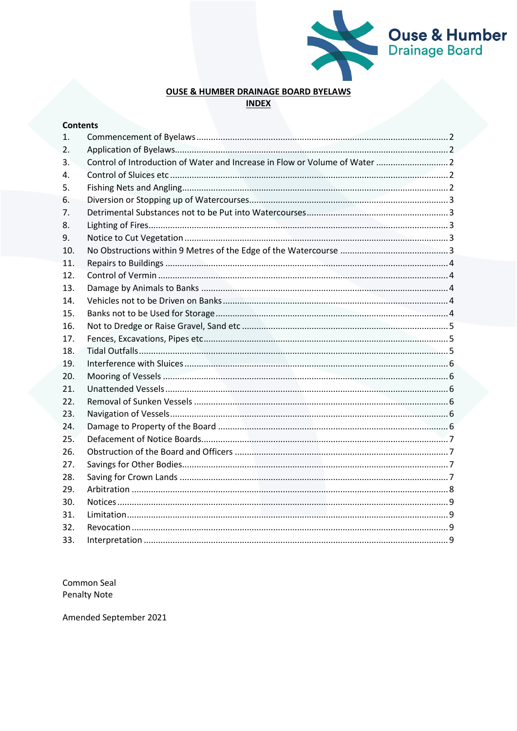# OUSE & HUMBER DRAINAGE BOARD BYELAWS

## INDEX

**Contents**

| No. | Title | Page |
|---|---|---|
| 1. | Commencement of Byelaws | 2 |
| 2. | Application of Byelaws | 2 |
| 3. | Control of Introduction of Water and Increase in Flow or Volume of Water | 2 |
| 4. | Control of Sluices etc | 2 |
| 5. | Fishing Nets and Angling | 2 |
| 6. | Diversion or Stopping up of Watercourses | 3 |
| 7. | Detrimental Substances not to be Put into Watercourses | 3 |
| 8. | Lighting of Fires | 3 |
| 9. | Notice to Cut Vegetation | 3 |
| 10. | No Obstructions within 9 Metres of the Edge of the Watercourse | 3 |
| 11. | Repairs to Buildings | 4 |
| 12. | Control of Vermin | 4 |
| 13. | Damage by Animals to Banks | 4 |
| 14. | Vehicles not to be Driven on Banks | 4 |
| 15. | Banks not to be Used for Storage | 4 |
| 16. | Not to Dredge or Raise Gravel, Sand etc | 5 |
| 17. | Fences, Excavations, Pipes etc | 5 |
| 18. | Tidal Outfalls | 5 |
| 19. | Interference with Sluices | 6 |
| 20. | Mooring of Vessels | 6 |
| 21. | Unattended Vessels | 6 |
| 22. | Removal of Sunken Vessels | 6 |
| 23. | Navigation of Vessels | 6 |
| 24. | Damage to Property of the Board | 6 |
| 25. | Defacement of Notice Boards | 7 |
| 26. | Obstruction of the Board and Officers | 7 |
| 27. | Savings for Other Bodies | 7 |
| 28. | Saving for Crown Lands | 7 |
| 29. | Arbitration | 8 |
| 30. | Notices | 9 |
| 31. | Limitation | 9 |
| 32. | Revocation | 9 |
| 33. | Interpretation | 9 |

Common Seal
Penalty Note

Amended September 2021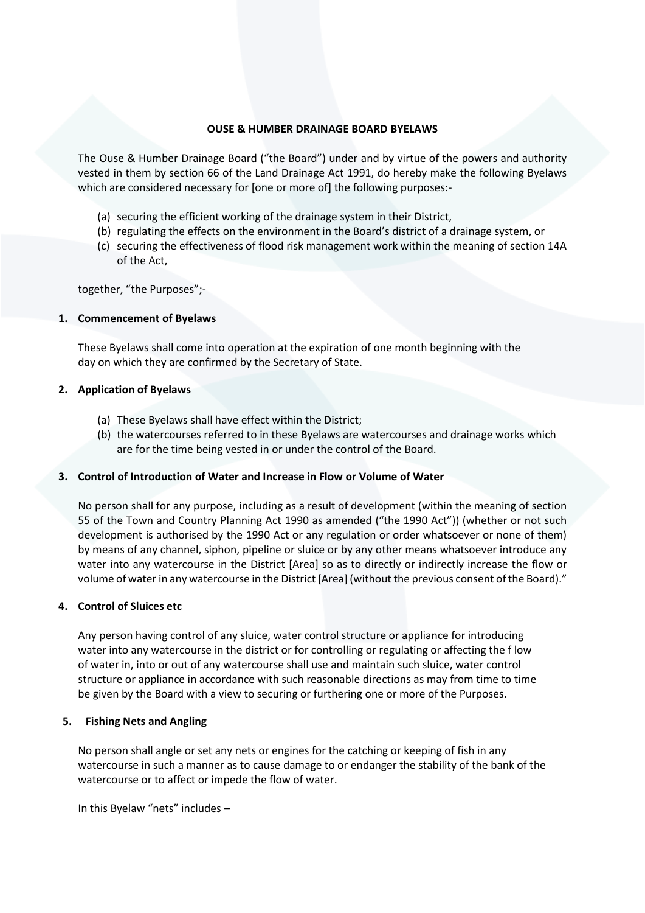**OUSE & HUMBER DRAINAGE BOARD BYELAWS**

The Ouse & Humber Drainage Board ("the Board") under and by virtue of the powers and authority vested in them by section 66 of the Land Drainage Act 1991, do hereby make the following Byelaws which are considered necessary for [one or more of] the following purposes:-

(a) securing the efficient working of the drainage system in their District,
(b) regulating the effects on the environment in the Board's district of a drainage system, or
(c) securing the effectiveness of flood risk management work within the meaning of section 14A of the Act,

together, "the Purposes";-

**1. Commencement of Byelaws**

These Byelaws shall come into operation at the expiration of one month beginning with the day on which they are confirmed by the Secretary of State.

**2. Application of Byelaws**

(a) These Byelaws shall have effect within the District;
(b) the watercourses referred to in these Byelaws are watercourses and drainage works which are for the time being vested in or under the control of the Board.

**3. Control of Introduction of Water and Increase in Flow or Volume of Water**

No person shall for any purpose, including as a result of development (within the meaning of section 55 of the Town and Country Planning Act 1990 as amended ("the 1990 Act")) (whether or not such development is authorised by the 1990 Act or any regulation or order whatsoever or none of them) by means of any channel, siphon, pipeline or sluice or by any other means whatsoever introduce any water into any watercourse in the District [Area] so as to directly or indirectly increase the flow or volume of water in any watercourse in the District [Area] (without the previous consent of the Board)."

**4. Control of Sluices etc**

Any person having control of any sluice, water control structure or appliance for introducing water into any watercourse in the district or for controlling or regulating or affecting the f low of water in, into or out of any watercourse shall use and maintain such sluice, water control structure or appliance in accordance with such reasonable directions as may from time to time be given by the Board with a view to securing or furthering one or more of the Purposes.

**5. Fishing Nets and Angling**

No person shall angle or set any nets or engines for the catching or keeping of fish in any watercourse in such a manner as to cause damage to or endanger the stability of the bank of the watercourse or to affect or impede the flow of water.

In this Byelaw "nets" includes –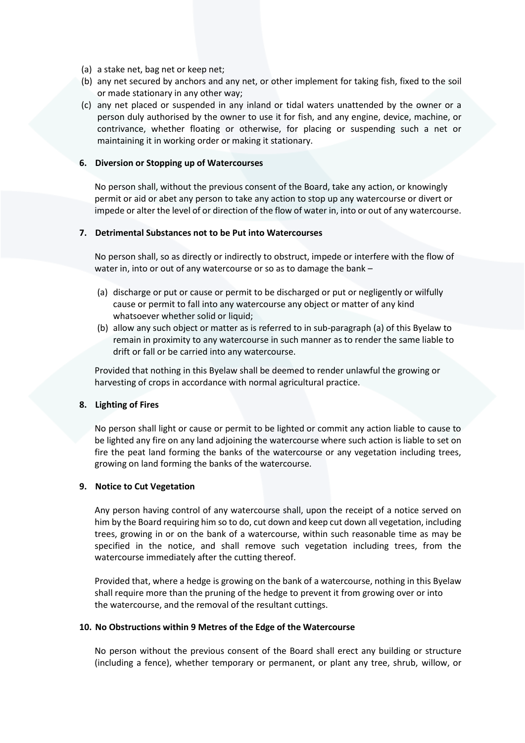(a) a stake net, bag net or keep net;
(b) any net secured by anchors and any net, or other implement for taking fish, fixed to the soil or made stationary in any other way;
(c) any net placed or suspended in any inland or tidal waters unattended by the owner or a person duly authorised by the owner to use it for fish, and any engine, device, machine, or contrivance, whether floating or otherwise, for placing or suspending such a net or maintaining it in working order or making it stationary.

**6. Diversion or Stopping up of Watercourses**

No person shall, without the previous consent of the Board, take any action, or knowingly permit or aid or abet any person to take any action to stop up any watercourse or divert or impede or alter the level of or direction of the flow of water in, into or out of any watercourse.

**7. Detrimental Substances not to be Put into Watercourses**

No person shall, so as directly or indirectly to obstruct, impede or interfere with the flow of water in, into or out of any watercourse or so as to damage the bank –

(a) discharge or put or cause or permit to be discharged or put or negligently or wilfully cause or permit to fall into any watercourse any object or matter of any kind whatsoever whether solid or liquid;
(b) allow any such object or matter as is referred to in sub-paragraph (a) of this Byelaw to remain in proximity to any watercourse in such manner as to render the same liable to drift or fall or be carried into any watercourse.

Provided that nothing in this Byelaw shall be deemed to render unlawful the growing or harvesting of crops in accordance with normal agricultural practice.

**8. Lighting of Fires**

No person shall light or cause or permit to be lighted or commit any action liable to cause to be lighted any fire on any land adjoining the watercourse where such action is liable to set on fire the peat land forming the banks of the watercourse or any vegetation including trees, growing on land forming the banks of the watercourse.

**9. Notice to Cut Vegetation**

Any person having control of any watercourse shall, upon the receipt of a notice served on him by the Board requiring him so to do, cut down and keep cut down all vegetation, including trees, growing in or on the bank of a watercourse, within such reasonable time as may be specified in the notice, and shall remove such vegetation including trees, from the watercourse immediately after the cutting thereof.

Provided that, where a hedge is growing on the bank of a watercourse, nothing in this Byelaw shall require more than the pruning of the hedge to prevent it from growing over or into the watercourse, and the removal of the resultant cuttings.

**10. No Obstructions within 9 Metres of the Edge of the Watercourse**

No person without the previous consent of the Board shall erect any building or structure (including a fence), whether temporary or permanent, or plant any tree, shrub, willow, or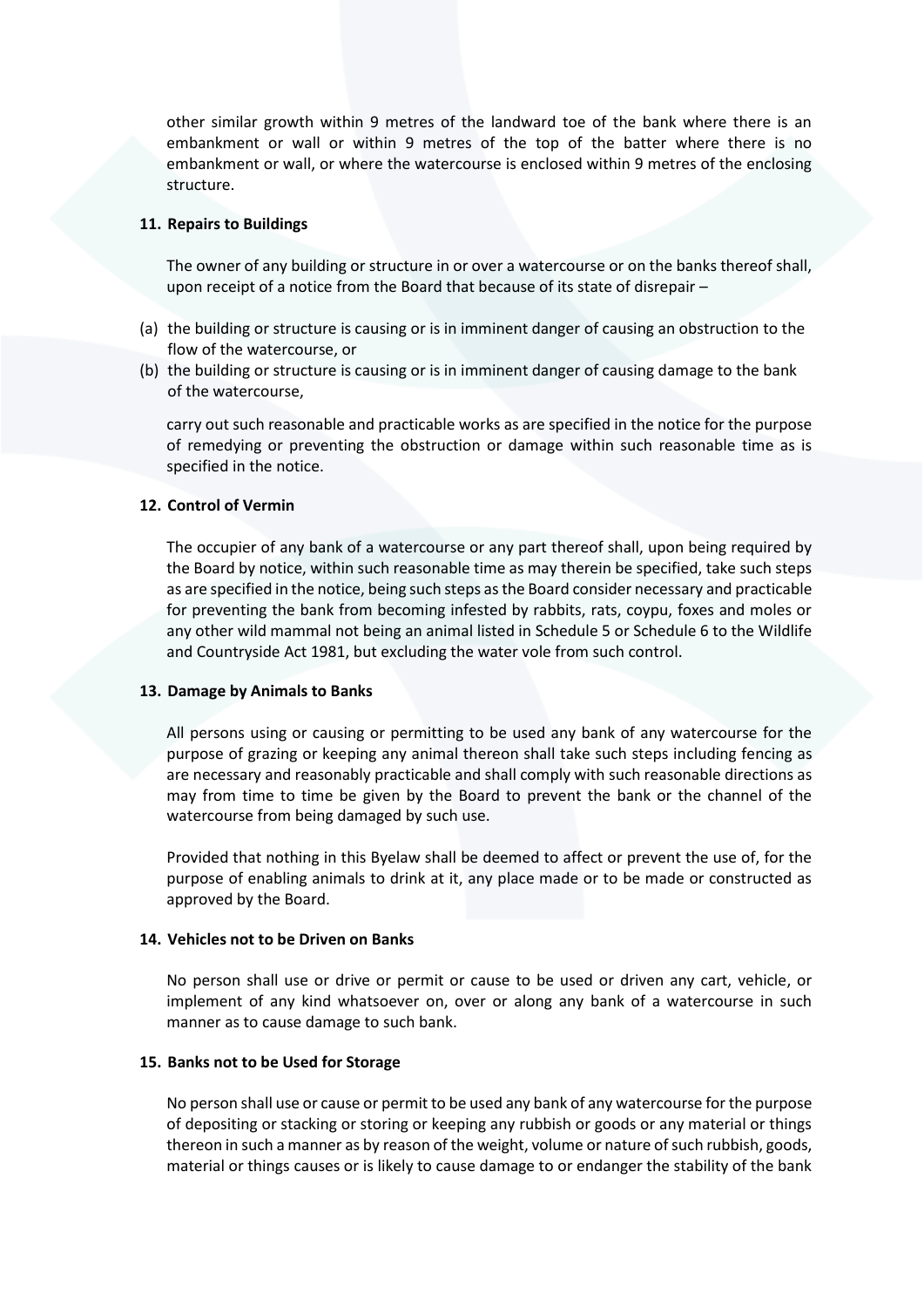other similar growth within 9 metres of the landward toe of the bank where there is an embankment or wall or within 9 metres of the top of the batter where there is no embankment or wall, or where the watercourse is enclosed within 9 metres of the enclosing structure.

### 11. Repairs to Buildings

The owner of any building or structure in or over a watercourse or on the banks thereof shall, upon receipt of a notice from the Board that because of its state of disrepair –

(a) the building or structure is causing or is in imminent danger of causing an obstruction to the flow of the watercourse, or
(b) the building or structure is causing or is in imminent danger of causing damage to the bank of the watercourse,

carry out such reasonable and practicable works as are specified in the notice for the purpose of remedying or preventing the obstruction or damage within such reasonable time as is specified in the notice.

### 12. Control of Vermin

The occupier of any bank of a watercourse or any part thereof shall, upon being required by the Board by notice, within such reasonable time as may therein be specified, take such steps as are specified in the notice, being such steps as the Board consider necessary and practicable for preventing the bank from becoming infested by rabbits, rats, coypu, foxes and moles or any other wild mammal not being an animal listed in Schedule 5 or Schedule 6 to the Wildlife and Countryside Act 1981, but excluding the water vole from such control.

### 13. Damage by Animals to Banks

All persons using or causing or permitting to be used any bank of any watercourse for the purpose of grazing or keeping any animal thereon shall take such steps including fencing as are necessary and reasonably practicable and shall comply with such reasonable directions as may from time to time be given by the Board to prevent the bank or the channel of the watercourse from being damaged by such use.

Provided that nothing in this Byelaw shall be deemed to affect or prevent the use of, for the purpose of enabling animals to drink at it, any place made or to be made or constructed as approved by the Board.

### 14. Vehicles not to be Driven on Banks

No person shall use or drive or permit or cause to be used or driven any cart, vehicle, or implement of any kind whatsoever on, over or along any bank of a watercourse in such manner as to cause damage to such bank.

### 15. Banks not to be Used for Storage

No person shall use or cause or permit to be used any bank of any watercourse for the purpose of depositing or stacking or storing or keeping any rubbish or goods or any material or things thereon in such a manner as by reason of the weight, volume or nature of such rubbish, goods, material or things causes or is likely to cause damage to or endanger the stability of the bank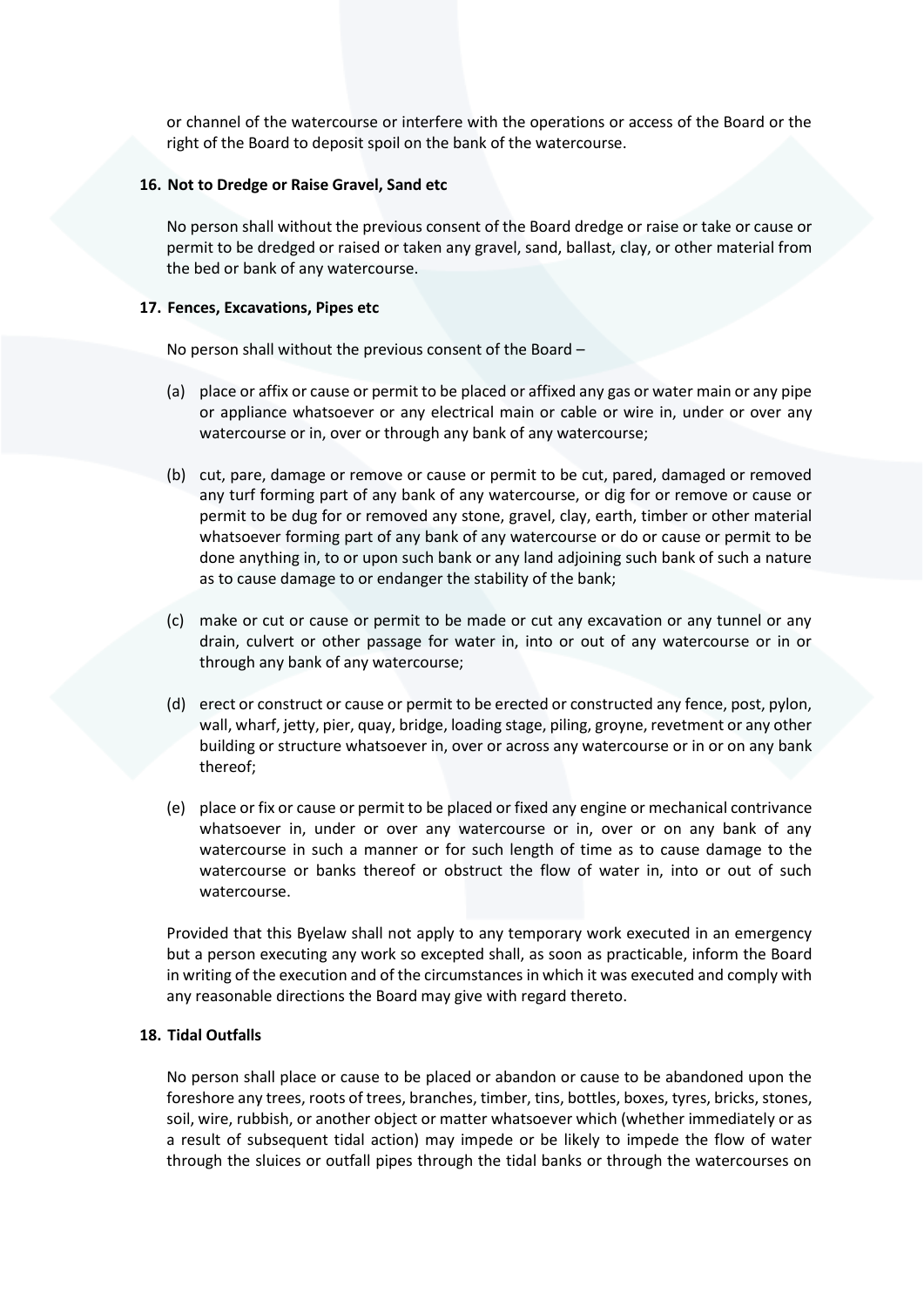or channel of the watercourse or interfere with the operations or access of the Board or the right of the Board to deposit spoil on the bank of the watercourse.

### 16. Not to Dredge or Raise Gravel, Sand etc

No person shall without the previous consent of the Board dredge or raise or take or cause or permit to be dredged or raised or taken any gravel, sand, ballast, clay, or other material from the bed or bank of any watercourse.

### 17. Fences, Excavations, Pipes etc

No person shall without the previous consent of the Board –

(a) place or affix or cause or permit to be placed or affixed any gas or water main or any pipe or appliance whatsoever or any electrical main or cable or wire in, under or over any watercourse or in, over or through any bank of any watercourse;

(b) cut, pare, damage or remove or cause or permit to be cut, pared, damaged or removed any turf forming part of any bank of any watercourse, or dig for or remove or cause or permit to be dug for or removed any stone, gravel, clay, earth, timber or other material whatsoever forming part of any bank of any watercourse or do or cause or permit to be done anything in, to or upon such bank or any land adjoining such bank of such a nature as to cause damage to or endanger the stability of the bank;

(c) make or cut or cause or permit to be made or cut any excavation or any tunnel or any drain, culvert or other passage for water in, into or out of any watercourse or in or through any bank of any watercourse;

(d) erect or construct or cause or permit to be erected or constructed any fence, post, pylon, wall, wharf, jetty, pier, quay, bridge, loading stage, piling, groyne, revetment or any other building or structure whatsoever in, over or across any watercourse or in or on any bank thereof;

(e) place or fix or cause or permit to be placed or fixed any engine or mechanical contrivance whatsoever in, under or over any watercourse or in, over or on any bank of any watercourse in such a manner or for such length of time as to cause damage to the watercourse or banks thereof or obstruct the flow of water in, into or out of such watercourse.

Provided that this Byelaw shall not apply to any temporary work executed in an emergency but a person executing any work so excepted shall, as soon as practicable, inform the Board in writing of the execution and of the circumstances in which it was executed and comply with any reasonable directions the Board may give with regard thereto.

### 18. Tidal Outfalls

No person shall place or cause to be placed or abandon or cause to be abandoned upon the foreshore any trees, roots of trees, branches, timber, tins, bottles, boxes, tyres, bricks, stones, soil, wire, rubbish, or another object or matter whatsoever which (whether immediately or as a result of subsequent tidal action) may impede or be likely to impede the flow of water through the sluices or outfall pipes through the tidal banks or through the watercourses on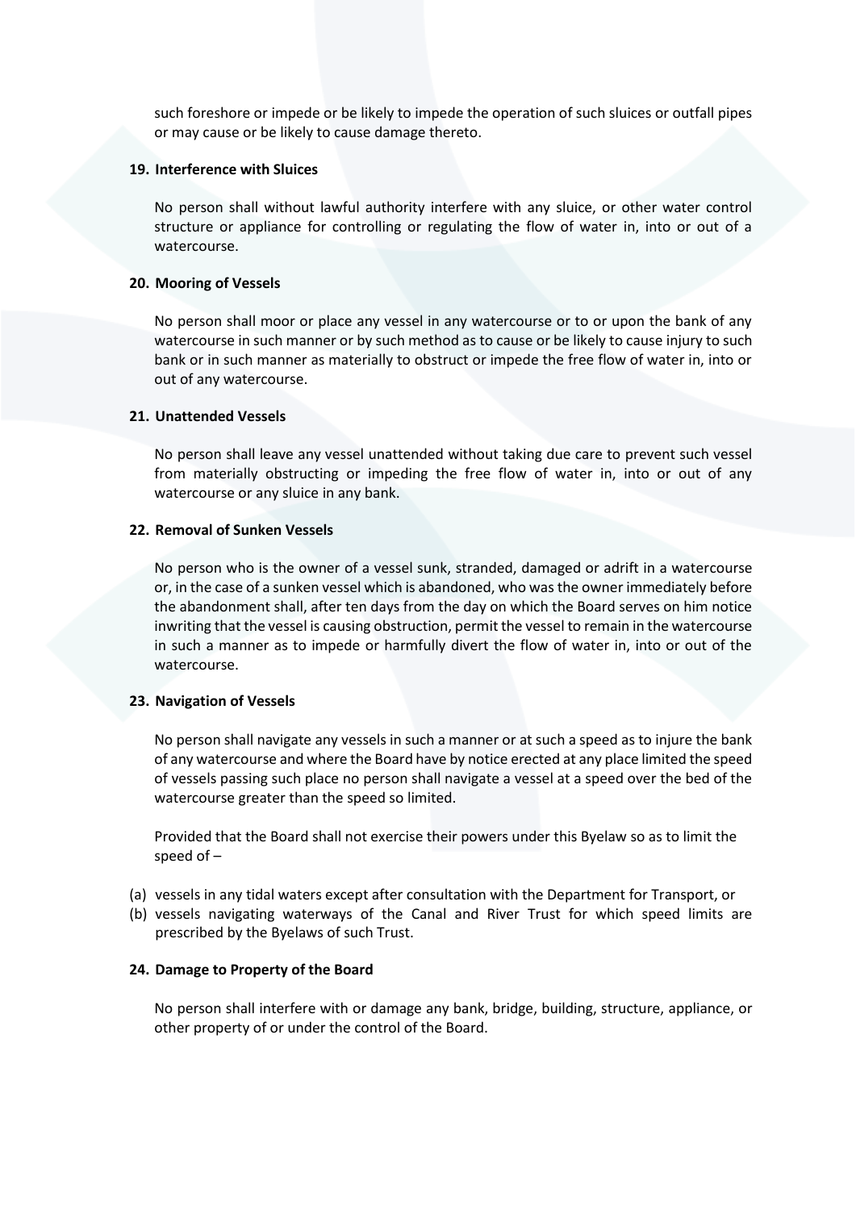such foreshore or impede or be likely to impede the operation of such sluices or outfall pipes or may cause or be likely to cause damage thereto.

#### 19. Interference with Sluices

No person shall without lawful authority interfere with any sluice, or other water control structure or appliance for controlling or regulating the flow of water in, into or out of a watercourse.

#### 20. Mooring of Vessels

No person shall moor or place any vessel in any watercourse or to or upon the bank of any watercourse in such manner or by such method as to cause or be likely to cause injury to such bank or in such manner as materially to obstruct or impede the free flow of water in, into or out of any watercourse.

#### 21. Unattended Vessels

No person shall leave any vessel unattended without taking due care to prevent such vessel from materially obstructing or impeding the free flow of water in, into or out of any watercourse or any sluice in any bank.

#### 22. Removal of Sunken Vessels

No person who is the owner of a vessel sunk, stranded, damaged or adrift in a watercourse or, in the case of a sunken vessel which is abandoned, who was the owner immediately before the abandonment shall, after ten days from the day on which the Board serves on him notice inwriting that the vessel is causing obstruction, permit the vessel to remain in the watercourse in such a manner as to impede or harmfully divert the flow of water in, into or out of the watercourse.

#### 23. Navigation of Vessels

No person shall navigate any vessels in such a manner or at such a speed as to injure the bank of any watercourse and where the Board have by notice erected at any place limited the speed of vessels passing such place no person shall navigate a vessel at a speed over the bed of the watercourse greater than the speed so limited.

Provided that the Board shall not exercise their powers under this Byelaw so as to limit the speed of –

(a) vessels in any tidal waters except after consultation with the Department for Transport, or
(b) vessels navigating waterways of the Canal and River Trust for which speed limits are prescribed by the Byelaws of such Trust.

#### 24. Damage to Property of the Board

No person shall interfere with or damage any bank, bridge, building, structure, appliance, or other property of or under the control of the Board.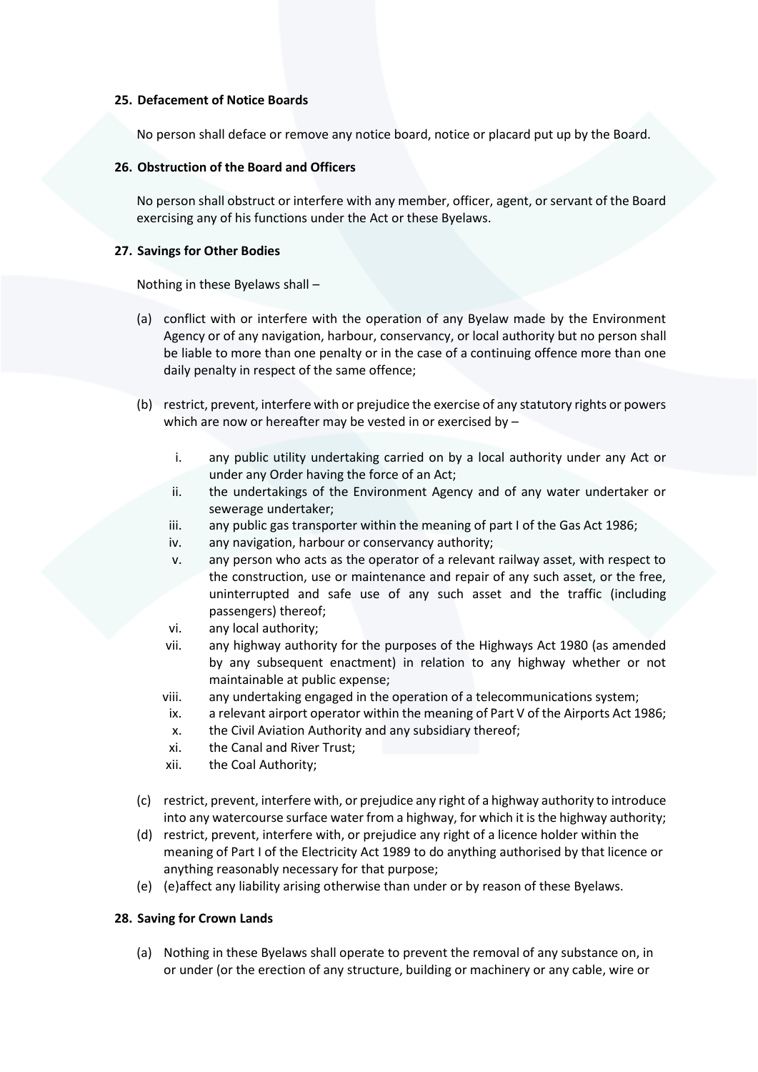## 25. Defacement of Notice Boards

No person shall deface or remove any notice board, notice or placard put up by the Board.

## 26. Obstruction of the Board and Officers

No person shall obstruct or interfere with any member, officer, agent, or servant of the Board exercising any of his functions under the Act or these Byelaws.

## 27. Savings for Other Bodies

Nothing in these Byelaws shall –

(a) conflict with or interfere with the operation of any Byelaw made by the Environment Agency or of any navigation, harbour, conservancy, or local authority but no person shall be liable to more than one penalty or in the case of a continuing offence more than one daily penalty in respect of the same offence;

(b) restrict, prevent, interfere with or prejudice the exercise of any statutory rights or powers which are now or hereafter may be vested in or exercised by –

  i. any public utility undertaking carried on by a local authority under any Act or under any Order having the force of an Act;
  ii. the undertakings of the Environment Agency and of any water undertaker or sewerage undertaker;
  iii. any public gas transporter within the meaning of part I of the Gas Act 1986;
  iv. any navigation, harbour or conservancy authority;
  v. any person who acts as the operator of a relevant railway asset, with respect to the construction, use or maintenance and repair of any such asset, or the free, uninterrupted and safe use of any such asset and the traffic (including passengers) thereof;
  vi. any local authority;
  vii. any highway authority for the purposes of the Highways Act 1980 (as amended by any subsequent enactment) in relation to any highway whether or not maintainable at public expense;
  viii. any undertaking engaged in the operation of a telecommunications system;
  ix. a relevant airport operator within the meaning of Part V of the Airports Act 1986;
  x. the Civil Aviation Authority and any subsidiary thereof;
  xi. the Canal and River Trust;
  xii. the Coal Authority;

(c) restrict, prevent, interfere with, or prejudice any right of a highway authority to introduce into any watercourse surface water from a highway, for which it is the highway authority;

(d) restrict, prevent, interfere with, or prejudice any right of a licence holder within the meaning of Part I of the Electricity Act 1989 to do anything authorised by that licence or anything reasonably necessary for that purpose;

(e) (e)affect any liability arising otherwise than under or by reason of these Byelaws.

## 28. Saving for Crown Lands

(a) Nothing in these Byelaws shall operate to prevent the removal of any substance on, in or under (or the erection of any structure, building or machinery or any cable, wire or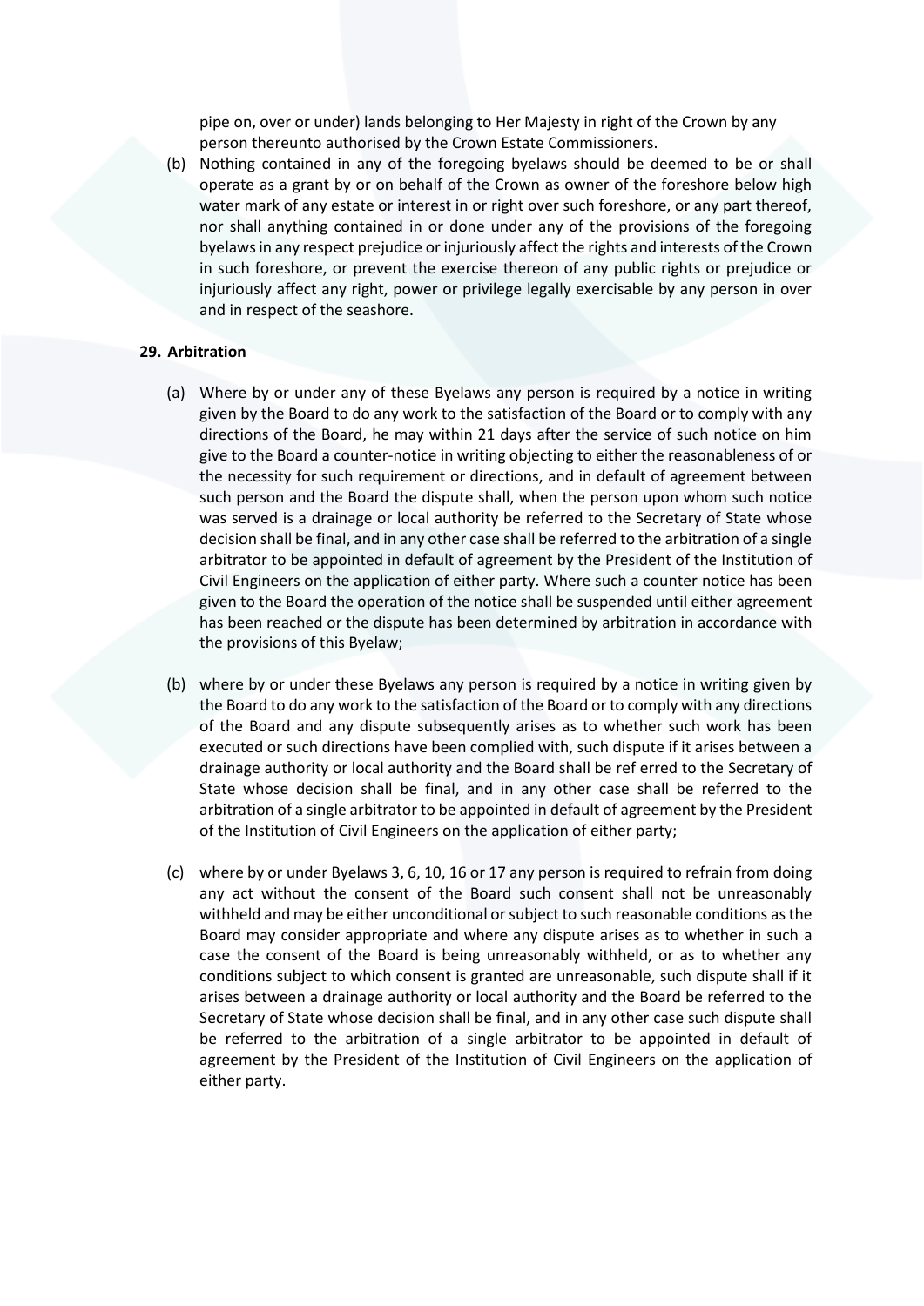pipe on, over or under) lands belonging to Her Majesty in right of the Crown by any person thereunto authorised by the Crown Estate Commissioners.

(b) Nothing contained in any of the foregoing byelaws should be deemed to be or shall operate as a grant by or on behalf of the Crown as owner of the foreshore below high water mark of any estate or interest in or right over such foreshore, or any part thereof, nor shall anything contained in or done under any of the provisions of the foregoing byelaws in any respect prejudice or injuriously affect the rights and interests of the Crown in such foreshore, or prevent the exercise thereon of any public rights or prejudice or injuriously affect any right, power or privilege legally exercisable by any person in over and in respect of the seashore.

**29. Arbitration**

(a) Where by or under any of these Byelaws any person is required by a notice in writing given by the Board to do any work to the satisfaction of the Board or to comply with any directions of the Board, he may within 21 days after the service of such notice on him give to the Board a counter-notice in writing objecting to either the reasonableness of or the necessity for such requirement or directions, and in default of agreement between such person and the Board the dispute shall, when the person upon whom such notice was served is a drainage or local authority be referred to the Secretary of State whose decision shall be final, and in any other case shall be referred to the arbitration of a single arbitrator to be appointed in default of agreement by the President of the Institution of Civil Engineers on the application of either party. Where such a counter notice has been given to the Board the operation of the notice shall be suspended until either agreement has been reached or the dispute has been determined by arbitration in accordance with the provisions of this Byelaw;

(b) where by or under these Byelaws any person is required by a notice in writing given by the Board to do any work to the satisfaction of the Board or to comply with any directions of the Board and any dispute subsequently arises as to whether such work has been executed or such directions have been complied with, such dispute if it arises between a drainage authority or local authority and the Board shall be ref erred to the Secretary of State whose decision shall be final, and in any other case shall be referred to the arbitration of a single arbitrator to be appointed in default of agreement by the President of the Institution of Civil Engineers on the application of either party;

(c) where by or under Byelaws 3, 6, 10, 16 or 17 any person is required to refrain from doing any act without the consent of the Board such consent shall not be unreasonably withheld and may be either unconditional or subject to such reasonable conditions as the Board may consider appropriate and where any dispute arises as to whether in such a case the consent of the Board is being unreasonably withheld, or as to whether any conditions subject to which consent is granted are unreasonable, such dispute shall if it arises between a drainage authority or local authority and the Board be referred to the Secretary of State whose decision shall be final, and in any other case such dispute shall be referred to the arbitration of a single arbitrator to be appointed in default of agreement by the President of the Institution of Civil Engineers on the application of either party.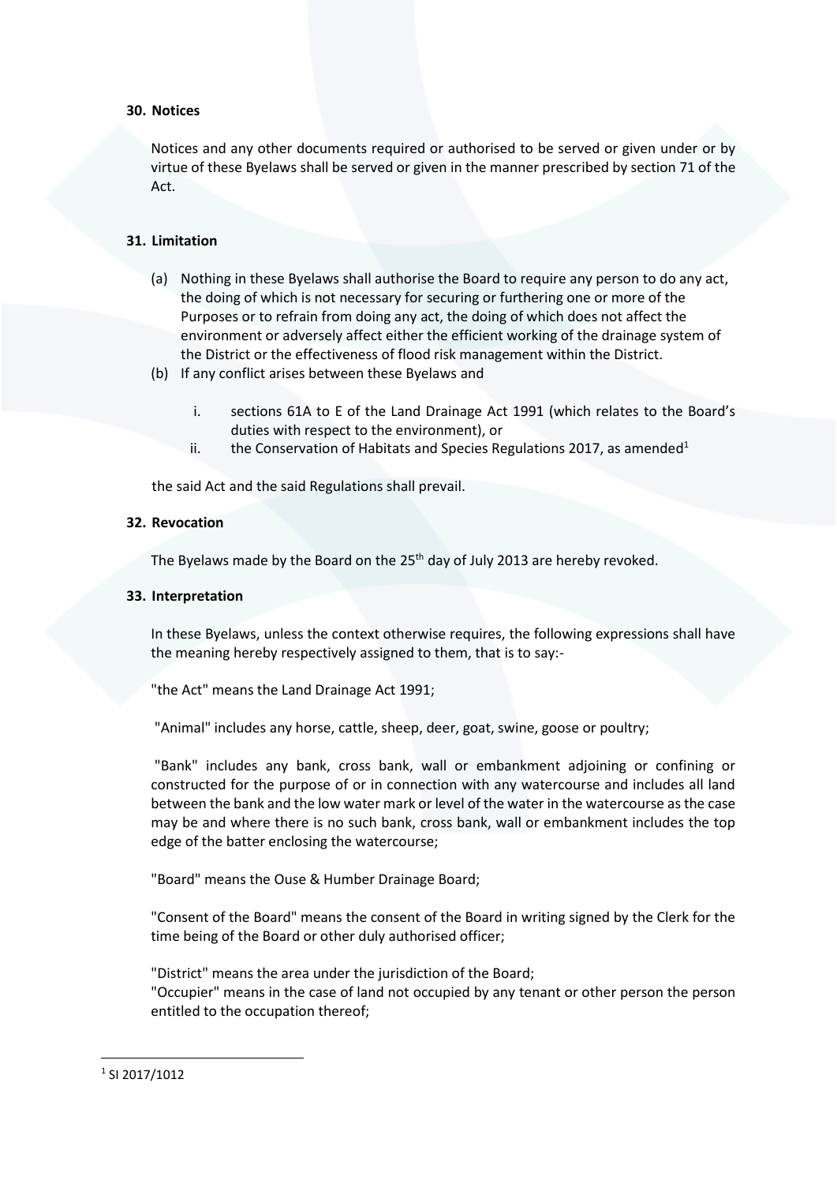**30. Notices**

Notices and any other documents required or authorised to be served or given under or by virtue of these Byelaws shall be served or given in the manner prescribed by section 71 of the Act.

**31. Limitation**

(a) Nothing in these Byelaws shall authorise the Board to require any person to do any act, the doing of which is not necessary for securing or furthering one or more of the Purposes or to refrain from doing any act, the doing of which does not affect the environment or adversely affect either the efficient working of the drainage system of the District or the effectiveness of flood risk management within the District.

(b) If any conflict arises between these Byelaws and

   i. sections 61A to E of the Land Drainage Act 1991 (which relates to the Board's duties with respect to the environment), or
   ii. the Conservation of Habitats and Species Regulations 2017, as amended[1]

the said Act and the said Regulations shall prevail.

**32. Revocation**

The Byelaws made by the Board on the 25th day of July 2013 are hereby revoked.

**33. Interpretation**

In these Byelaws, unless the context otherwise requires, the following expressions shall have the meaning hereby respectively assigned to them, that is to say:-

"the Act" means the Land Drainage Act 1991;

"Animal" includes any horse, cattle, sheep, deer, goat, swine, goose or poultry;

"Bank" includes any bank, cross bank, wall or embankment adjoining or confining or constructed for the purpose of or in connection with any watercourse and includes all land between the bank and the low water mark or level of the water in the watercourse as the case may be and where there is no such bank, cross bank, wall or embankment includes the top edge of the batter enclosing the watercourse;

"Board" means the Ouse & Humber Drainage Board;

"Consent of the Board" means the consent of the Board in writing signed by the Clerk for the time being of the Board or other duly authorised officer;

"District" means the area under the jurisdiction of the Board;

"Occupier" means in the case of land not occupied by any tenant or other person the person entitled to the occupation thereof;

---

[1] SI 2017/1012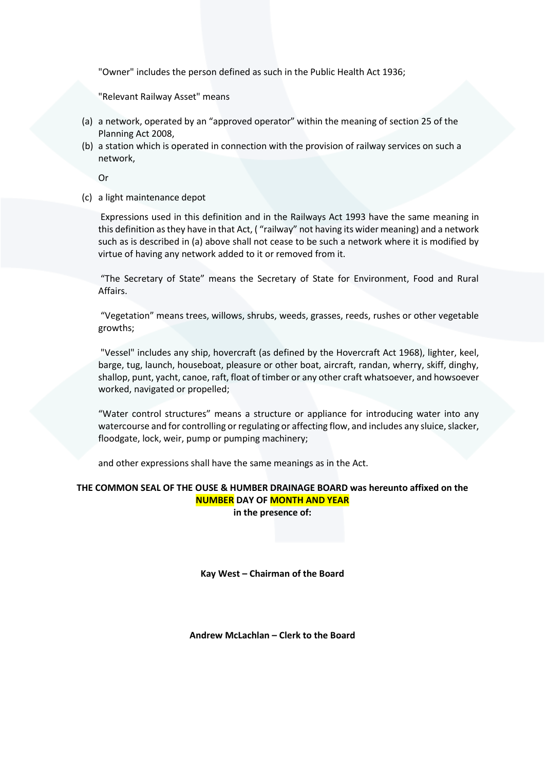"Owner" includes the person defined as such in the Public Health Act 1936;

"Relevant Railway Asset" means

(a) a network, operated by an "approved operator" within the meaning of section 25 of the Planning Act 2008,
(b) a station which is operated in connection with the provision of railway services on such a network,

Or

(c) a light maintenance depot

Expressions used in this definition and in the Railways Act 1993 have the same meaning in this definition as they have in that Act, ( "railway" not having its wider meaning) and a network such as is described in (a) above shall not cease to be such a network where it is modified by virtue of having any network added to it or removed from it.

"The Secretary of State" means the Secretary of State for Environment, Food and Rural Affairs.

"Vegetation" means trees, willows, shrubs, weeds, grasses, reeds, rushes or other vegetable growths;

"Vessel" includes any ship, hovercraft (as defined by the Hovercraft Act 1968), lighter, keel, barge, tug, launch, houseboat, pleasure or other boat, aircraft, randan, wherry, skiff, dinghy, shallop, punt, yacht, canoe, raft, float of timber or any other craft whatsoever, and howsoever worked, navigated or propelled;

"Water control structures" means a structure or appliance for introducing water into any watercourse and for controlling or regulating or affecting flow, and includes any sluice, slacker, floodgate, lock, weir, pump or pumping machinery;

and other expressions shall have the same meanings as in the Act.

**THE COMMON SEAL OF THE OUSE & HUMBER DRAINAGE BOARD was hereunto affixed on the NUMBER DAY OF MONTH AND YEAR in the presence of:**

**Kay West – Chairman of the Board**

**Andrew McLachlan – Clerk to the Board**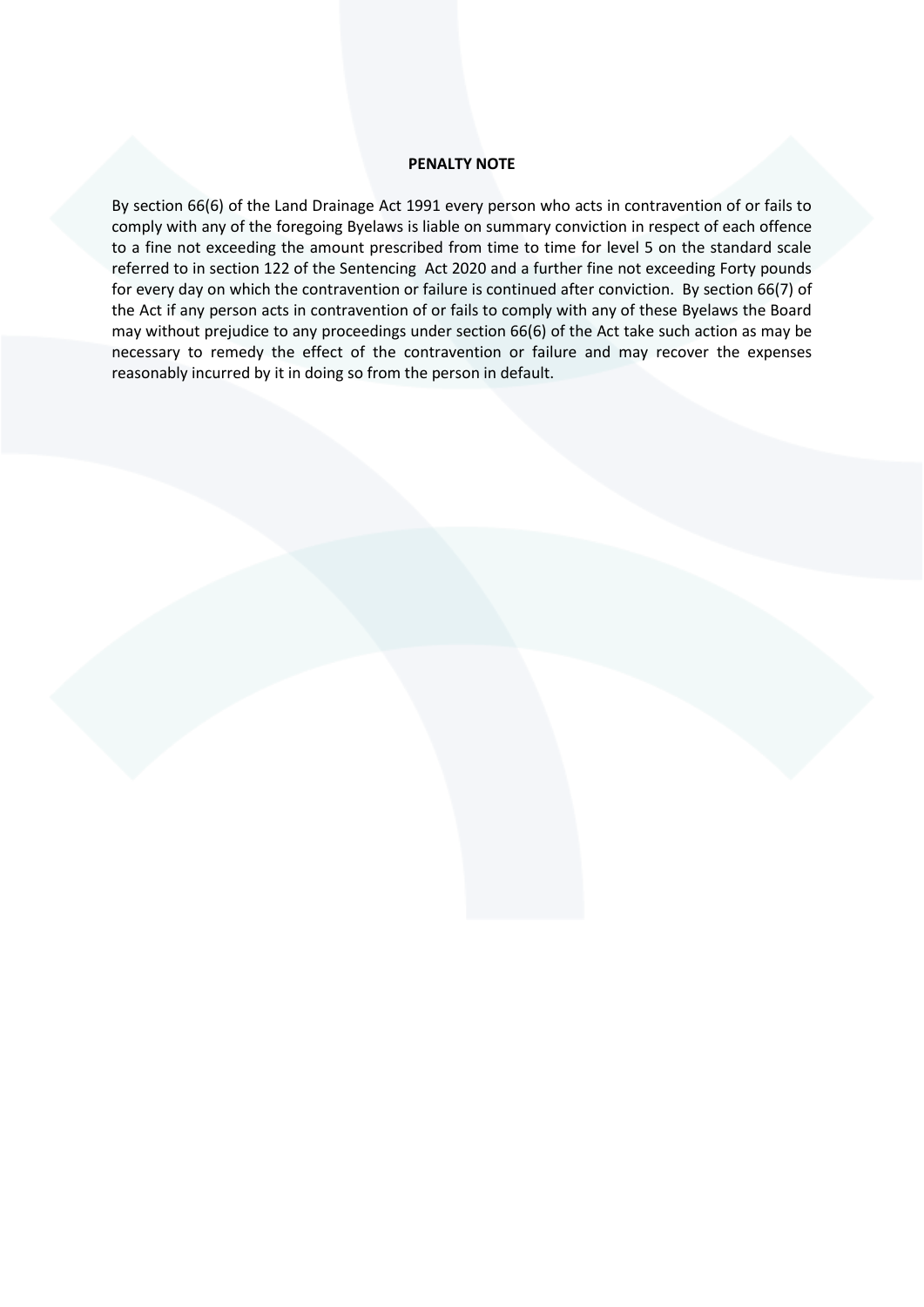**PENALTY NOTE**

By section 66(6) of the Land Drainage Act 1991 every person who acts in contravention of or fails to comply with any of the foregoing Byelaws is liable on summary conviction in respect of each offence to a fine not exceeding the amount prescribed from time to time for level 5 on the standard scale referred to in section 122 of the Sentencing Act 2020 and a further fine not exceeding Forty pounds for every day on which the contravention or failure is continued after conviction. By section 66(7) of the Act if any person acts in contravention of or fails to comply with any of these Byelaws the Board may without prejudice to any proceedings under section 66(6) of the Act take such action as may be necessary to remedy the effect of the contravention or failure and may recover the expenses reasonably incurred by it in doing so from the person in default.